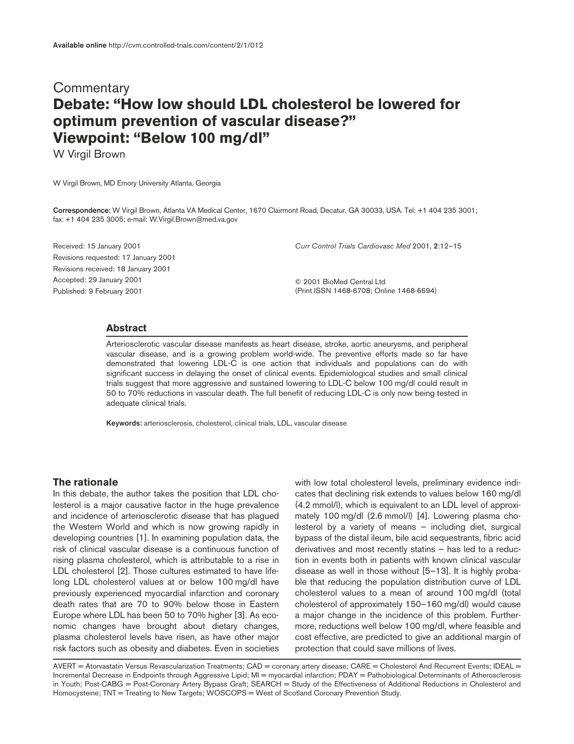Available online http://cvm.controlled-trials.com/content/2/1/012

Commentary

# Debate: "How low should LDL cholesterol be lowered for optimum prevention of vascular disease?" Viewpoint: "Below 100 mg/dl"

W Virgil Brown

W Virgil Brown, MD Emory University Atlanta, Georgia

**Correspondence:** W Virgil Brown, Atlanta VA Medical Center, 1670 Clairmont Road, Decatur, GA 30033, USA. Tel: +1 404 235 3001; fax: +1 404 235 3005; e-mail: W.Virgil.Brown@med.va.gov

Received: 15 January 2001
Revisions requested: 17 January 2001
Revisions received: 18 January 2001
Accepted: 29 January 2001
Published: 9 February 2001

*Curr Control Trials Cardiovasc Med* 2001, **2**:12–15

© 2001 BioMed Central Ltd
(Print ISSN 1468-6708; Online 1468-6694)

## Abstract

Arteriosclerotic vascular disease manifests as heart disease, stroke, aortic aneurysms, and peripheral vascular disease, and is a growing problem world-wide. The preventive efforts made so far have demonstrated that lowering LDL-C is one action that individuals and populations can do with significant success in delaying the onset of clinical events. Epidemiological studies and small clinical trials suggest that more aggressive and sustained lowering to LDL-C below 100 mg/dl could result in 50 to 70% reductions in vascular death. The full benefit of reducing LDL-C is only now being tested in adequate clinical trials.

**Keywords:** arteriosclerosis, cholesterol, clinical trials, LDL, vascular disease

## The rationale

In this debate, the author takes the position that LDL cholesterol is a major causative factor in the huge prevalence and incidence of arteriosclerotic disease that has plagued the Western World and which is now growing rapidly in developing countries [1]. In examining population data, the risk of clinical vascular disease is a continuous function of rising plasma cholesterol, which is attributable to a rise in LDL cholesterol [2]. Those cultures estimated to have lifelong LDL cholesterol values at or below 100 mg/dl have previously experienced myocardial infarction and coronary death rates that are 70 to 90% below those in Eastern Europe where LDL has been 50 to 70% higher [3]. As economic changes have brought about dietary changes, plasma cholesterol levels have risen, as have other major risk factors such as obesity and diabetes. Even in societies with low total cholesterol levels, preliminary evidence indicates that declining risk extends to values below 160 mg/dl (4.2 mmol/l), which is equivalent to an LDL level of approximately 100 mg/dl (2.6 mmol/l) [4]. Lowering plasma cholesterol by a variety of means – including diet, surgical bypass of the distal ileum, bile acid sequestrants, fibric acid derivatives and most recently statins – has led to a reduction in events both in patients with known clinical vascular disease as well in those without [5–13]. It is highly probable that reducing the population distribution curve of LDL cholesterol values to a mean of around 100 mg/dl (total cholesterol of approximately 150–160 mg/dl) would cause a major change in the incidence of this problem. Furthermore, reductions well below 100 mg/dl, where feasible and cost effective, are predicted to give an additional margin of protection that could save millions of lives.

AVERT = Atorvastatin Versus Revascularization Treatments; CAD = coronary artery disease; CARE = Cholesterol And Recurrent Events; IDEAL = Incremental Decrease in Endpoints through Aggressive Lipid; MI = myocardial infarction; PDAY = Pathobiological Determinants of Atherosclerosis in Youth; Post-CABG = Post-Coronary Artery Bypass Graft; SEARCH = Study of the Effectiveness of Additional Reductions in Cholesterol and Homocysteine; TNT = Treating to New Targets; WOSCOPS = West of Scotland Coronary Prevention Study.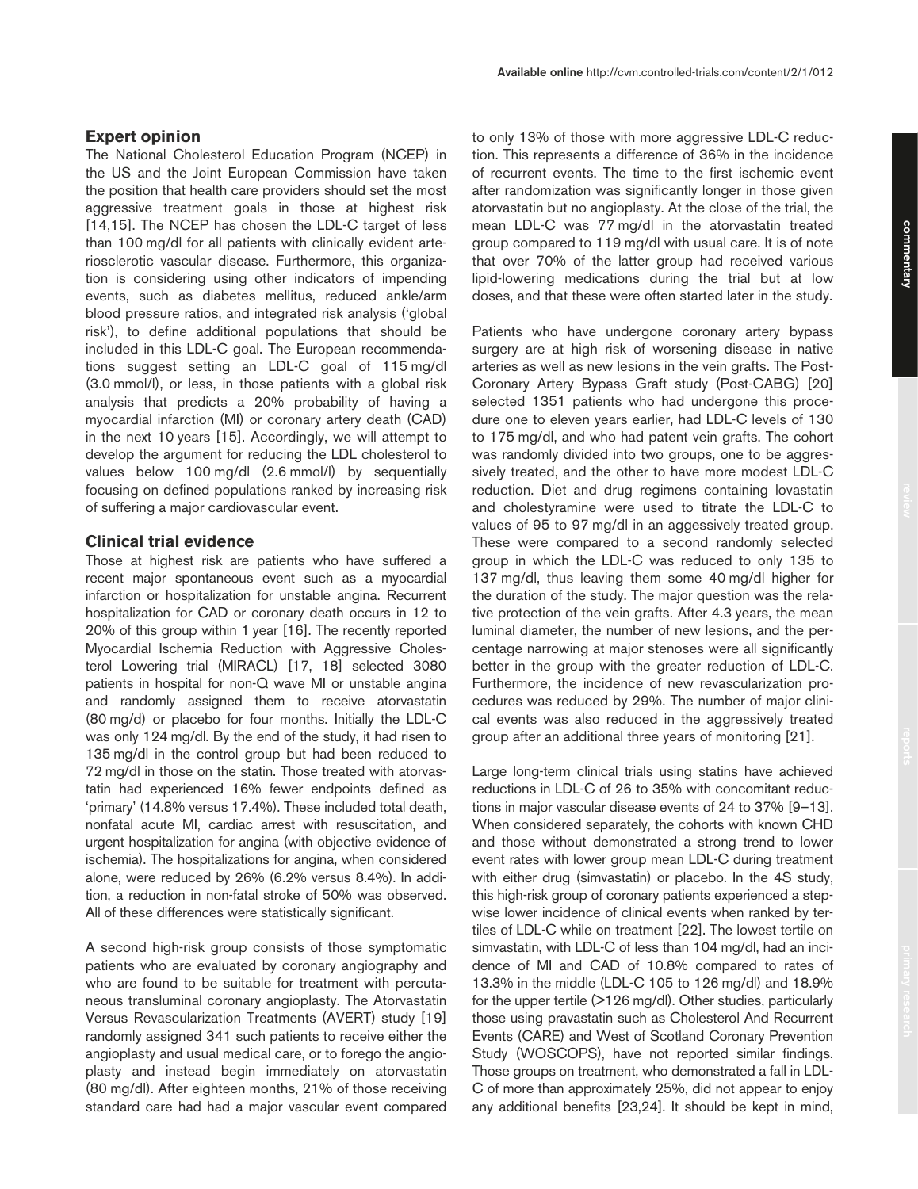## Expert opinion

The National Cholesterol Education Program (NCEP) in the US and the Joint European Commission have taken the position that health care providers should set the most aggressive treatment goals in those at highest risk [14,15]. The NCEP has chosen the LDL-C target of less than 100 mg/dl for all patients with clinically evident arteriosclerotic vascular disease. Furthermore, this organization is considering using other indicators of impending events, such as diabetes mellitus, reduced ankle/arm blood pressure ratios, and integrated risk analysis ('global risk'), to define additional populations that should be included in this LDL-C goal. The European recommendations suggest setting an LDL-C goal of 115 mg/dl (3.0 mmol/l), or less, in those patients with a global risk analysis that predicts a 20% probability of having a myocardial infarction (MI) or coronary artery death (CAD) in the next 10 years [15]. Accordingly, we will attempt to develop the argument for reducing the LDL cholesterol to values below 100 mg/dl (2.6 mmol/l) by sequentially focusing on defined populations ranked by increasing risk of suffering a major cardiovascular event.

## Clinical trial evidence

Those at highest risk are patients who have suffered a recent major spontaneous event such as a myocardial infarction or hospitalization for unstable angina. Recurrent hospitalization for CAD or coronary death occurs in 12 to 20% of this group within 1 year [16]. The recently reported Myocardial Ischemia Reduction with Aggressive Cholesterol Lowering trial (MIRACL) [17, 18] selected 3080 patients in hospital for non-Q wave MI or unstable angina and randomly assigned them to receive atorvastatin (80 mg/d) or placebo for four months. Initially the LDL-C was only 124 mg/dl. By the end of the study, it had risen to 135 mg/dl in the control group but had been reduced to 72 mg/dl in those on the statin. Those treated with atorvastatin had experienced 16% fewer endpoints defined as 'primary' (14.8% versus 17.4%). These included total death, nonfatal acute MI, cardiac arrest with resuscitation, and urgent hospitalization for angina (with objective evidence of ischemia). The hospitalizations for angina, when considered alone, were reduced by 26% (6.2% versus 8.4%). In addition, a reduction in non-fatal stroke of 50% was observed. All of these differences were statistically significant.

A second high-risk group consists of those symptomatic patients who are evaluated by coronary angiography and who are found to be suitable for treatment with percutaneous transluminal coronary angioplasty. The Atorvastatin Versus Revascularization Treatments (AVERT) study [19] randomly assigned 341 such patients to receive either the angioplasty and usual medical care, or to forego the angioplasty and instead begin immediately on atorvastatin (80 mg/dl). After eighteen months, 21% of those receiving standard care had had a major vascular event compared to only 13% of those with more aggressive LDL-C reduction. This represents a difference of 36% in the incidence of recurrent events. The time to the first ischemic event after randomization was significantly longer in those given atorvastatin but no angioplasty. At the close of the trial, the mean LDL-C was 77 mg/dl in the atorvastatin treated group compared to 119 mg/dl with usual care. It is of note that over 70% of the latter group had received various lipid-lowering medications during the trial but at low doses, and that these were often started later in the study.

Patients who have undergone coronary artery bypass surgery are at high risk of worsening disease in native arteries as well as new lesions in the vein grafts. The Post-Coronary Artery Bypass Graft study (Post-CABG) [20] selected 1351 patients who had undergone this procedure one to eleven years earlier, had LDL-C levels of 130 to 175 mg/dl, and who had patent vein grafts. The cohort was randomly divided into two groups, one to be aggressively treated, and the other to have more modest LDL-C reduction. Diet and drug regimens containing lovastatin and cholestyramine were used to titrate the LDL-C to values of 95 to 97 mg/dl in an aggessively treated group. These were compared to a second randomly selected group in which the LDL-C was reduced to only 135 to 137 mg/dl, thus leaving them some 40 mg/dl higher for the duration of the study. The major question was the relative protection of the vein grafts. After 4.3 years, the mean luminal diameter, the number of new lesions, and the percentage narrowing at major stenoses were all significantly better in the group with the greater reduction of LDL-C. Furthermore, the incidence of new revascularization procedures was reduced by 29%. The number of major clinical events was also reduced in the aggressively treated group after an additional three years of monitoring [21].

Large long-term clinical trials using statins have achieved reductions in LDL-C of 26 to 35% with concomitant reductions in major vascular disease events of 24 to 37% [9–13]. When considered separately, the cohorts with known CHD and those without demonstrated a strong trend to lower event rates with lower group mean LDL-C during treatment with either drug (simvastatin) or placebo. In the 4S study, this high-risk group of coronary patients experienced a stepwise lower incidence of clinical events when ranked by tertiles of LDL-C while on treatment [22]. The lowest tertile on simvastatin, with LDL-C of less than 104 mg/dl, had an incidence of MI and CAD of 10.8% compared to rates of 13.3% in the middle (LDL-C 105 to 126 mg/dl) and 18.9% for the upper tertile (>126 mg/dl). Other studies, particularly those using pravastatin such as Cholesterol And Recurrent Events (CARE) and West of Scotland Coronary Prevention Study (WOSCOPS), have not reported similar findings. Those groups on treatment, who demonstrated a fall in LDL-C of more than approximately 25%, did not appear to enjoy any additional benefits [23,24]. It should be kept in mind,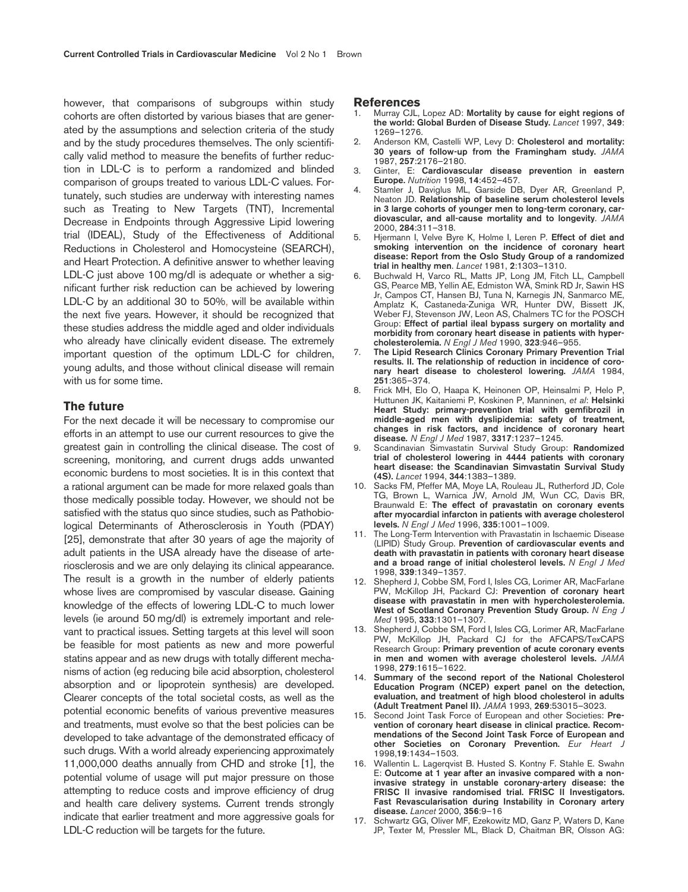however, that comparisons of subgroups within study cohorts are often distorted by various biases that are generated by the assumptions and selection criteria of the study and by the study procedures themselves. The only scientifically valid method to measure the benefits of further reduction in LDL-C is to perform a randomized and blinded comparison of groups treated to various LDL-C values. Fortunately, such studies are underway with interesting names such as Treating to New Targets (TNT), Incremental Decrease in Endpoints through Aggressive Lipid lowering trial (IDEAL), Study of the Effectiveness of Additional Reductions in Cholesterol and Homocysteine (SEARCH), and Heart Protection. A definitive answer to whether leaving LDL-C just above 100 mg/dl is adequate or whether a significant further risk reduction can be achieved by lowering LDL-C by an additional 30 to 50%, will be available within the next five years. However, it should be recognized that these studies address the middle aged and older individuals who already have clinically evident disease. The extremely important question of the optimum LDL-C for children, young adults, and those without clinical disease will remain with us for some time.

## The future

For the next decade it will be necessary to compromise our efforts in an attempt to use our current resources to give the greatest gain in controlling the clinical disease. The cost of screening, monitoring, and current drugs adds unwanted economic burdens to most societies. It is in this context that a rational argument can be made for more relaxed goals than those medically possible today. However, we should not be satisfied with the status quo since studies, such as Pathobiological Determinants of Atherosclerosis in Youth (PDAY) [25], demonstrate that after 30 years of age the majority of adult patients in the USA already have the disease of arteriosclerosis and we are only delaying its clinical appearance. The result is a growth in the number of elderly patients whose lives are compromised by vascular disease. Gaining knowledge of the effects of lowering LDL-C to much lower levels (ie around 50 mg/dl) is extremely important and relevant to practical issues. Setting targets at this level will soon be feasible for most patients as new and more powerful statins appear and as new drugs with totally different mechanisms of action (eg reducing bile acid absorption, cholesterol absorption and or lipoprotein synthesis) are developed. Clearer concepts of the total societal costs, as well as the potential economic benefits of various preventive measures and treatments, must evolve so that the best policies can be developed to take advantage of the demonstrated efficacy of such drugs. With a world already experiencing approximately 11,000,000 deaths annually from CHD and stroke [1], the potential volume of usage will put major pressure on those attempting to reduce costs and improve efficiency of drug and health care delivery systems. Current trends strongly indicate that earlier treatment and more aggressive goals for LDL-C reduction will be targets for the future.

## References

1. Murray CJL, Lopez AD: **Mortality by cause for eight regions of the world: Global Burden of Disease Study.** *Lancet* 1997, **349**: 1269–1276.
2. Anderson KM, Castelli WP, Levy D: **Cholesterol and mortality: 30 years of follow-up from the Framingham study.** *JAMA* 1987, **257**:2176–2180.
3. Ginter, E: **Cardiovascular disease prevention in eastern Europe.** *Nutrition* 1998, **14**:452–457.
4. Stamler J, Daviglus ML, Garside DB, Dyer AR, Greenland P, Neaton JD. **Relationship of baseline serum cholesterol levels in 3 large cohorts of younger men to long-term coronary, cardiovascular, and all-cause mortality and to longevity**. *JAMA* 2000, **284**:311–318.
5. Hjermann I, Velve Byre K, Holme I, Leren P. **Effect of diet and smoking intervention on the incidence of coronary heart disease: Report from the Oslo Study Group of a randomized trial in healthy men**. *Lancet* 1981, **2**:1303–1310.
6. Buchwald H, Varco RL, Matts JP, Long JM, Fitch LL, Campbell GS, Pearce MB, Yellin AE, Edmiston WA, Smink RD Jr, Sawin HS Jr, Campos CT, Hansen BJ, Tuna N, Karnegis JN, Sanmarco ME, Amplatz K, Castaneda-Zuniga WR, Hunter DW, Bissett JK, Weber FJ, Stevenson JW, Leon AS, Chalmers TC for the POSCH Group: **Effect of partial ileal bypass surgery on mortality and morbidity from coronary heart disease in patients with hypercholesterolemia.** *N Engl J Med* 1990, **323**:946–955.
7. **The Lipid Research Clinics Coronary Primary Prevention Trial results. II. The relationship of reduction in incidence of coronary heart disease to cholesterol lowering.** *JAMA* 1984, **251**:365–374.
8. Frick MH, Elo O, Haapa K, Heinonen OP, Heinsalmi P, Helo P, Huttunen JK, Kaitaniemi P, Koskinen P, Manninen, *et al*: **Helsinki Heart Study: primary-prevention trial with gemfibrozil in middle-aged men with dyslipidemia: safety of treatment, changes in risk factors, and incidence of coronary heart disease.** *N Engl J Med* 1987, **3317**:1237–1245.
9. Scandinavian Simvastatin Survival Study Group: **Randomized trial of cholesterol lowering in 4444 patients with coronary heart disease: the Scandinavian Simvastatin Survival Study (4S).** *Lancet* 1994, **344**:1383–1389.
10. Sacks FM, Pfeffer MA, Moye LA, Rouleau JL, Rutherford JD, Cole TG, Brown L, Warnica JW, Arnold JM, Wun CC, Davis BR, Braunwald E: **The effect of pravastatin on coronary events after myocardial infarcton in patients with average cholesterol levels.** *N Engl J Med* 1996, **335**:1001–1009.
11. The Long-Term Intervention with Pravastatin in Ischaemic Disease (LIPID) Study Group. **Prevention of cardiovascular events and death with pravastatin in patients with coronary heart disease and a broad range of initial cholesterol levels.** *N Engl J Med* 1998, **339**:1349–1357.
12. Shepherd J, Cobbe SM, Ford I, Isles CG, Lorimer AR, MacFarlane PW, McKillop JH, Packard CJ: **Prevention of coronary heart disease with pravastatin in men with hypercholesterolemia. West of Scotland Coronary Prevention Study Group.** *N Eng J Med* 1995, **333**:1301–1307.
13. Shepherd J, Cobbe SM, Ford I, Isles CG, Lorimer AR, MacFarlane PW, McKillop JH, Packard CJ for the AFCAPS/TexCAPS Research Group: **Primary prevention of acute coronary events in men and women with average cholesterol levels.** *JAMA* 1998, **279**:1615–1622.
14. **Summary of the second report of the National Cholesterol Education Program (NCEP) expert panel on the detection, evaluation, and treatment of high blood cholesterol in adults (Adult Treatment Panel II).** *JAMA* 1993, **269**:53015–3023.
15. Second Joint Task Force of European and other Societies: **Prevention of coronary heart disease in clinical practice. Recommendations of the Second Joint Task Force of European and other Societies on Coronary Prevention.** *Eur Heart J* 1998,**19**:1434–1503.
16. Wallentin L. Lagerqvist B. Husted S. Kontny F. Stahle E. Swahn E: **Outcome at 1 year after an invasive compared with a noninvasive strategy in unstable coronary-artery disease: the FRISC II invasive randomised trial. FRISC II Investigators. Fast Revascularisation during Instability in Coronary artery disease.** *Lancet* 2000, **356**:9–16
17. Schwartz GG, Oliver MF, Ezekowitz MD, Ganz P, Waters D, Kane JP, Texter M, Pressler ML, Black D, Chaitman BR, Olsson AG: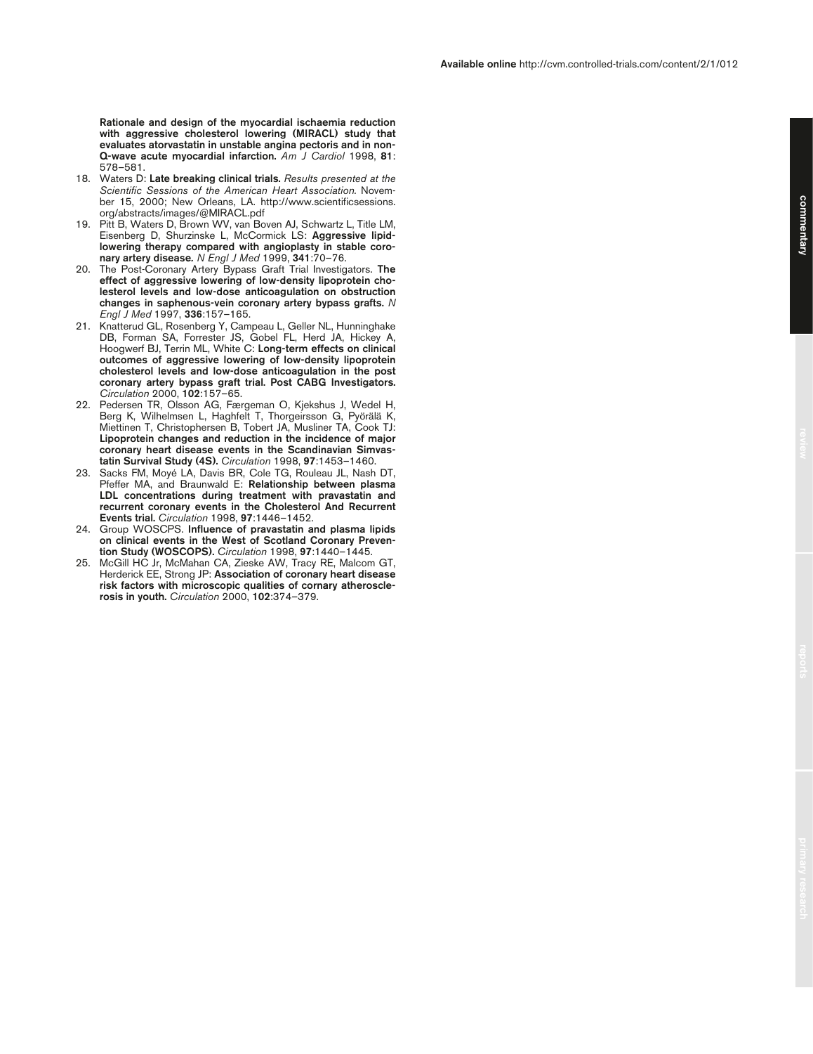Rationale and design of the myocardial ischaemia reduction with aggressive cholesterol lowering (MIRACL) study that evaluates atorvastatin in unstable angina pectoris and in non-Q-wave acute myocardial infarction. *Am J Cardiol* 1998, **81**: 578–581.

18. Waters D: **Late breaking clinical trials.** *Results presented at the Scientific Sessions of the American Heart Association.* November 15, 2000; New Orleans, LA. http://www.scientificsessions.org/abstracts/images/@MIRACL.pdf
19. Pitt B, Waters D, Brown WV, van Boven AJ, Schwartz L, Title LM, Eisenberg D, Shurzinske L, McCormick LS: **Aggressive lipid-lowering therapy compared with angioplasty in stable coronary artery disease.** *N Engl J Med* 1999, **341**:70–76.
20. The Post-Coronary Artery Bypass Graft Trial Investigators. **The effect of aggressive lowering of low-density lipoprotein cholesterol levels and low-dose anticoagulation on obstruction changes in saphenous-vein coronary artery bypass grafts.** *N Engl J Med* 1997, **336**:157–165.
21. Knatterud GL, Rosenberg Y, Campeau L, Geller NL, Hunninghake DB, Forman SA, Forrester JS, Gobel FL, Herd JA, Hickey A, Hoogwerf BJ, Terrin ML, White C: **Long-term effects on clinical outcomes of aggressive lowering of low-density lipoprotein cholesterol levels and low-dose anticoagulation in the post coronary artery bypass graft trial. Post CABG Investigators.** *Circulation* 2000, **102**:157–65.
22. Pedersen TR, Olsson AG, Færgeman O, Kjekshus J, Wedel H, Berg K, Wilhelmsen L, Haghfelt T, Thorgeirsson G, Pyörälä K, Miettinen T, Christophersen B, Tobert JA, Musliner TA, Cook TJ: **Lipoprotein changes and reduction in the incidence of major coronary heart disease events in the Scandinavian Simvastatin Survival Study (4S).** *Circulation* 1998, **97**:1453–1460.
23. Sacks FM, Moyé LA, Davis BR, Cole TG, Rouleau JL, Nash DT, Pfeffer MA, and Braunwald E: **Relationship between plasma LDL concentrations during treatment with pravastatin and recurrent coronary events in the Cholesterol And Recurrent Events trial.** *Circulation* 1998, **97**:1446–1452.
24. Group WOSCPS. **Influence of pravastatin and plasma lipids on clinical events in the West of Scotland Coronary Prevention Study (WOSCOPS).** *Circulation* 1998, **97**:1440–1445.
25. McGill HC Jr, McMahan CA, Zieske AW, Tracy RE, Malcom GT, Herderick EE, Strong JP: **Association of coronary heart disease risk factors with microscopic qualities of cornary atherosclerosis in youth.** *Circulation* 2000, **102**:374–379.